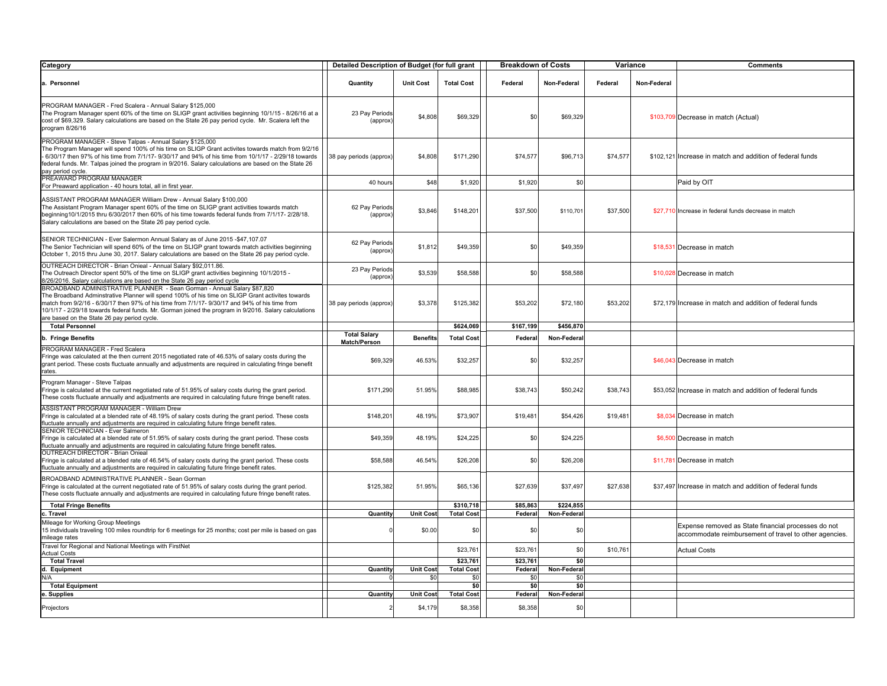| Category | Detailed Description of Budget (for full grant | | | Breakdown of Costs | | Variance | | Comments |
|---|---|---|---|---|---|---|---|---|
| a. Personnel | Quantity | Unit Cost | Total Cost | Federal | Non-Federal | Federal | Non-Federal | |
| PROGRAM MANAGER - Fred Scalera - Annual Salary $125,000 The Program Manager spent 60% of the time on SLIGP grant activities beginning 10/1/15 - 8/26/16 at a cost of $69,329. Salary calculations are based on the State 26 pay period cycle. Mr. Scalera left the program 8/26/16 | 23 Pay Periods (approx) | $4,808 | $69,329 | $0 | $69,329 | | $103,709 | Decrease in match (Actual) |
| PROGRAM MANAGER - Steve Talpas - Annual Salary $125,000 The Program Manager will spend 100% of his time on SLIGP Grant activites towards match from 9/2/16 - 6/30/17 then 97% of his time from 7/1/17- 9/30/17 and 94% of his time from 10/1/17 - 2/29/18 towards federal funds. Mr. Talpas joined the program in 9/2016. Salary calculations are based on the State 26 pay period cycle. | 38 pay periods (approx) | $4,808 | $171,290 | $74,577 | $96,713 | $74,577 | $102,121 | Increase in match and addition of federal funds |
| PREAWARD PROGRAM MANAGER For Preaward application - 40 hours total, all in first year. | 40 hours | $48 | $1,920 | $1,920 | $0 | | | Paid by OIT |
| ASSISTANT PROGRAM MANAGER William Drew - Annual Salary $100,000 The Assistant Program Manager spent 60% of the time on SLIGP grant activities towards match beginning10/1/2015 thru 6/30/2017 then 60% of his time towards federal funds from 7/1/17- 2/28/18. Salary calculations are based on the State 26 pay period cycle. | 62 Pay Periods (approx) | $3,846 | $148,201 | $37,500 | $110,701 | $37,500 | $27,710 | Increase in federal funds decrease in match |
| SENIOR TECHNICIAN - Ever Salermon Annual Salary as of June 2015 -$47,107.07 The Senior Technician will spend 60% of the time on SLIGP grant towards match activities beginning October 1, 2015 thru June 30, 2017. Salary calculations are based on the State 26 pay period cycle. | 62 Pay Periods (approx) | $1,812 | $49,359 | $0 | $49,359 | | $18,531 | Decrease in match |
| OUTREACH DIRECTOR - Brian Onieal - Annual Salary $92,011.86. The Outreach Director spent 50% of the time on SLIGP grant activities beginning 10/1/2015 - 8/26/2016. Salary calculations are based on the State 26 pay period cycle | 23 Pay Periods (approx) | $3,539 | $58,588 | $0 | $58,588 | | $10,028 | Decrease in match |
| BROADBAND ADMINISTRATIVE PLANNER - Sean Gorman - Annual Salary $87,820 The Broadband Adminstrative Planner will spend 100% of his time on SLIGP Grant activites towards match from 9/2/16 - 6/30/17 then 97% of his time from 7/1/17- 9/30/17 and 94% of his time from 10/1/17 - 2/29/18 towards federal funds. Mr. Gorman joined the program in 9/2016. Salary calculations are based on the State 26 pay period cycle. | 38 pay periods (approx) | $3,378 | $125,382 | $53,202 | $72,180 | $53,202 | $72,179 | Increase in match and addition of federal funds |
| **Total Personnel** | | | $624,069 | $167,199 | $456,870 | | | |
| **b. Fringe Benefits** | **Total Salary Match/Person** | **Benefits** | **Total Cost** | **Federal** | **Non-Federal** | | | |
| PROGRAM MANAGER - Fred Scalera Fringe was calculated at the then current 2015 negotiated rate of 46.53% of salary costs during the grant period. These costs fluctuate annually and adjustments are required in calculating future fringe benefit rates. | $69,329 | 46.53% | $32,257 | $0 | $32,257 | | $46,043 | Decrease in match |
| Program Manager - Steve Talpas Fringe is calculated at the current negotiated rate of 51.95% of salary costs during the grant period. These costs fluctuate annually and adjustments are required in calculating future fringe benefit rates. | $171,290 | 51.95% | $88,985 | $38,743 | $50,242 | $38,743 | $53,052 | Increase in match and addition of federal funds |
| ASSISTANT PROGRAM MANAGER - William Drew Fringe is calculated at a blended rate of 48.19% of salary costs during the grant period. These costs fluctuate annually and adjustments are required in calculating future fringe benefit rates. | $148,201 | 48.19% | $73,907 | $19,481 | $54,426 | $19,481 | $8,034 | Decrease in match |
| SENIOR TECHNICIAN - Ever Salmeron Fringe is calculated at a blended rate of 51.95% of salary costs during the grant period. These costs fluctuate annually and adjustments are required in calculating future fringe benefit rates. | $49,359 | 48.19% | $24,225 | $0 | $24,225 | | $6,500 | Decrease in match |
| OUTREACH DIRECTOR - Brian Onieal Fringe is calculated at a blended rate of 46.54% of salary costs during the grant period. These costs fluctuate annually and adjustments are required in calculating future fringe benefit rates. | $58,588 | 46.54% | $26,208 | $0 | $26,208 | | $11,781 | Decrease in match |
| BROADBAND ADMINISTRATIVE PLANNER - Sean Gorman Fringe is calculated at the current negotiated rate of 51.95% of salary costs during the grant period. These costs fluctuate annually and adjustments are required in calculating future fringe benefit rates. | $125,382 | 51.95% | $65,136 | $27,639 | $37,497 | $27,638 | $37,497 | Increase in match and addition of federal funds |
| **Total Fringe Benefits** | | | $310,718 | $85,863 | $224,855 | | | |
| **c. Travel** | **Quantity** | **Unit Cost** | **Total Cost** | **Federal** | **Non-Federal** | | | |
| Mileage for Working Group Meetings 15 individuals traveling 100 miles roundtrip for 6 meetings for 25 months; cost per mile is based on gas mileage rates | 0 | $0.00 | $0 | $0 | $0 | | | Expense removed as State financial processes do not accommodate reimbursement of travel to other agencies. |
| Travel for Regional and National Meetings with FirstNet Actual Costs | | | $23,761 | $23,761 | $0 | $10,761 | | Actual Costs |
| **Total Travel** | | | $23,761 | $23,761 | $0 | | | |
| **d. Equipment** | **Quantity** | **Unit Cost** | **Total Cost** | **Federal** | **Non-Federal** | | | |
| N/A | 0 | $0 | $0 | $0 | $0 | | | |
| **Total Equipment** | | | $0 | $0 | $0 | | | |
| **e. Supplies** | **Quantity** | **Unit Cost** | **Total Cost** | **Federal** | **Non-Federal** | | | |
| Projectors | 2 | $4,179 | $8,358 | $8,358 | $0 | | | |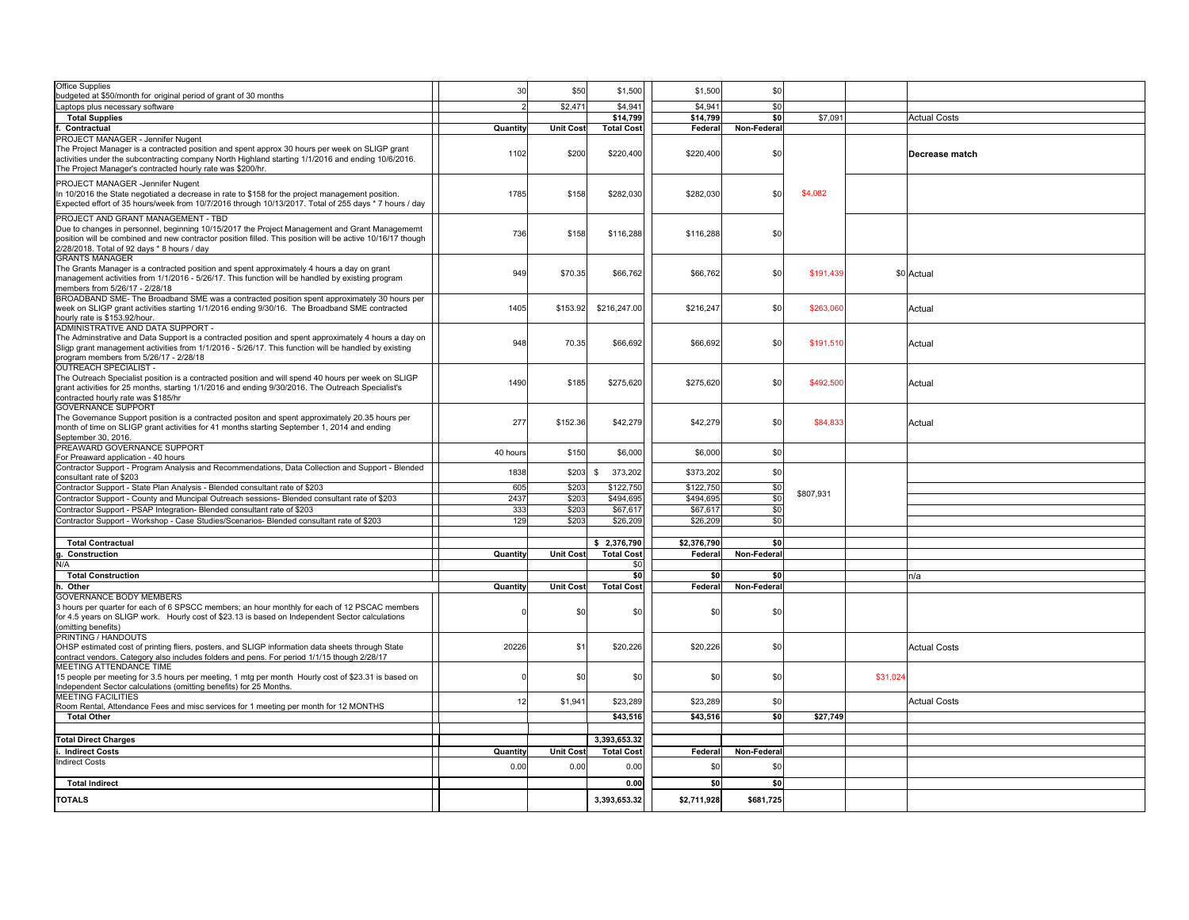| Description | Quantity | Unit Cost | Total Cost | Federal | Non-Federal | | | |
|---|---|---|---|---|---|---|---|---|
| Office Supplies<br>budgeted at $50/month for original period of grant of 30 months | 30 | $50 | $1,500 | $1,500 | $0 | | | |
| Laptops plus necessary software | 2 | $2,471 | $4,941 | $4,941 | $0 | | | |
| **Total Supplies** | | | **$14,799** | **$14,799** | **$0** | $7,091 | | Actual Costs |
| **f. Contractual** | **Quantity** | **Unit Cost** | **Total Cost** | **Federal** | **Non-Federal** | | | |
| PROJECT MANAGER - Jennifer Nugent<br>The Project Manager is a contracted position and spent approx 30 hours per week on SLIGP grant activities under the subcontracting company North Highland starting 1/1/2016 and ending 10/6/2016. The Project Manager's contracted hourly rate was $200/hr. | 1102 | $200 | $220,400 | $220,400 | $0 | | | **Decrease match** |
| PROJECT MANAGER -Jennifer Nugent<br>In 10/2016 the State negotiated a decrease in rate to $158 for the project management position. Expected effort of 35 hours/week from 10/7/2016 through 10/13/2017. Total of 255 days * 7 hours / day | 1785 | $158 | $282,030 | $282,030 | $0 | $4,082 | | |
| PROJECT AND GRANT MANAGEMENT - TBD<br>Due to changes in personnel, beginning 10/15/2017 the Project Management and Grant Managememt position will be combined and new contractor position filled. This position will be active 10/16/17 though 2/28/2018. Total of 92 days * 8 hours / day | 736 | $158 | $116,288 | $116,288 | $0 | | | |
| GRANTS MANAGER<br>The Grants Manager is a contracted position and spent approximately 4 hours a day on grant management activities from 1/1/2016 - 5/26/17. This function will be handled by existing program members from 5/26/17 - 2/28/18 | 949 | $70.35 | $66,762 | $66,762 | $0 | $191,439 | $0 | Actual |
| BROADBAND SME- The Broadband SME was a contracted position spent approximately 30 hours per week on SLIGP grant activities starting 1/1/2016 ending 9/30/16. The Broadband SME contracted hourly rate is $153.92/hour. | 1405 | $153.92 | $216,247.00 | $216,247 | $0 | $263,060 | | Actual |
| ADMINISTRATIVE AND DATA SUPPORT -<br>The Adminstrative and Data Support is a contracted position and spent approximately 4 hours a day on Sligp grant management activities from 1/1/2016 - 5/26/17. This function will be handled by existing program members from 5/26/17 - 2/28/18 | 948 | 70.35 | $66,692 | $66,692 | $0 | $191,510 | | Actual |
| OUTREACH SPECIALIST -<br>The Outreach Specialist position is a contracted position and will spend 40 hours per week on SLIGP grant activities for 25 months, starting 1/1/2016 and ending 9/30/2016. The Outreach Specialist's contracted hourly rate was $185/hr | 1490 | $185 | $275,620 | $275,620 | $0 | $492,500 | | Actual |
| GOVERNANCE SUPPORT<br>The Governance Support position is a contracted positon and spent approximately 20.35 hours per month of time on SLIGP grant activities for 41 months starting September 1, 2014 and ending September 30, 2016. | 277 | $152.36 | $42,279 | $42,279 | $0 | $84,833 | | Actual |
| PREAWARD GOVERNANCE SUPPORT<br>For Preaward application - 40 hours | 40 hours | $150 | $6,000 | $6,000 | $0 | | | |
| Contractor Support - Program Analysis and Recommendations, Data Collection and Support - Blended consultant rate of $203 | 1838 | $203 | $ 373,202 | $373,202 | $0 | $807,931 | | |
| Contractor Support - State Plan Analysis - Blended consultant rate of $203 | 605 | $203 | $122,750 | $122,750 | $0 | | | |
| Contractor Support - County and Muncipal Outreach sessions- Blended consultant rate of $203 | 2437 | $203 | $494,695 | $494,695 | $0 | | | |
| Contractor Support - PSAP Integration- Blended consultant rate of $203 | 333 | $203 | $67,617 | $67,617 | $0 | | | |
| Contractor Support - Workshop - Case Studies/Scenarios- Blended consultant rate of $203 | 129 | $203 | $26,209 | $26,209 | $0 | | | |
| | | | | | | | | |
| **Total Contractual** | | | **$ 2,376,790** | **$2,376,790** | **$0** | | | |
| **g. Construction** | **Quantity** | **Unit Cost** | **Total Cost** | **Federal** | **Non-Federal** | | | |
| N/A | | | $0 | | | | | |
| **Total Construction** | | | **$0** | **$0** | **$0** | | | n/a |
| **h. Other** | **Quantity** | **Unit Cost** | **Total Cost** | **Federal** | **Non-Federal** | | | |
| GOVERNANCE BODY MEMBERS<br>3 hours per quarter for each of 6 SPSCC members; an hour monthly for each of 12 PSCAC members for 4.5 years on SLIGP work. Hourly cost of $23.13 is based on Independent Sector calculations (omitting benefits) | 0 | $0 | $0 | $0 | $0 | | | |
| PRINTING / HANDOUTS<br>OHSP estimated cost of printing fliers, posters, and SLIGP information data sheets through State contract vendors. Category also includes folders and pens. For period 1/1/15 though 2/28/17 | 20226 | $1 | $20,226 | $20,226 | $0 | | | Actual Costs |
| MEETING ATTENDANCE TIME<br>15 people per meeting for 3.5 hours per meeting, 1 mtg per month Hourly cost of $23.31 is based on Independent Sector calculations (omitting benefits) for 25 Months. | 0 | $0 | $0 | $0 | $0 | | $31,024 | |
| MEETING FACILITIES<br>Room Rental, Attendance Fees and misc services for 1 meeting per month for 12 MONTHS | 12 | $1,941 | $23,289 | $23,289 | $0 | | | Actual Costs |
| **Total Other** | | | **$43,516** | **$43,516** | **$0** | **$27,749** | | |
| | | | | | | | | |
| **Total Direct Charges** | | | **3,393,653.32** | | | | | |
| **i. Indirect Costs** | **Quantity** | **Unit Cost** | **Total Cost** | **Federal** | **Non-Federal** | | | |
| Indirect Costs | 0.00 | 0.00 | 0.00 | $0 | $0 | | | |
| **Total Indirect** | | | **0.00** | **$0** | **$0** | | | |
| **TOTALS** | | | **3,393,653.32** | **$2,711,928** | **$681,725** | | | |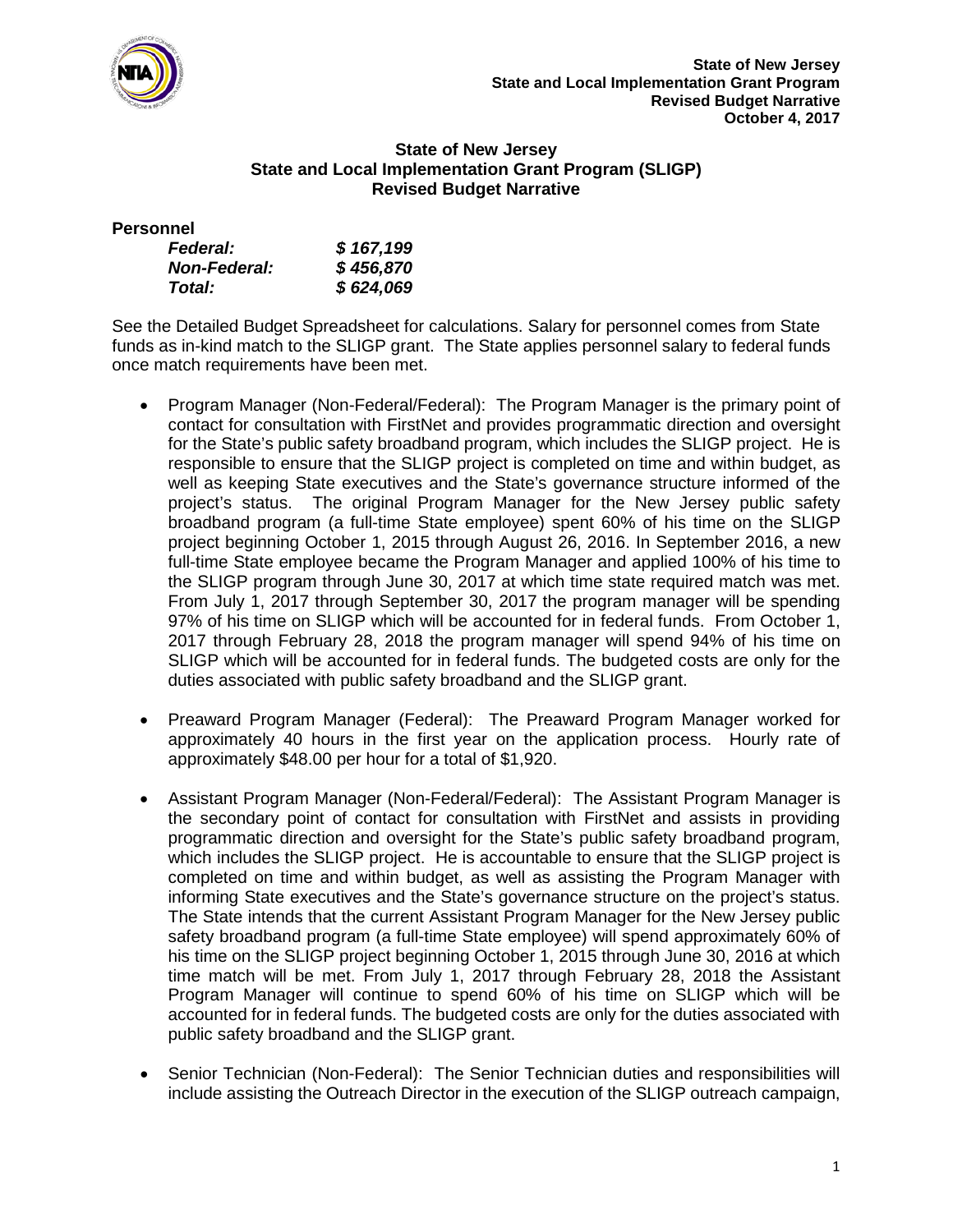## State of New Jersey
## State and Local Implementation Grant Program (SLIGP)
## Revised Budget Narrative

**Personnel**

| | |
|---|---|
| ***Federal:*** | ***$ 167,199*** |
| ***Non-Federal:*** | ***$ 456,870*** |
| ***Total:*** | ***$ 624,069*** |

See the Detailed Budget Spreadsheet for calculations. Salary for personnel comes from State funds as in-kind match to the SLIGP grant. The State applies personnel salary to federal funds once match requirements have been met.

- Program Manager (Non-Federal/Federal): The Program Manager is the primary point of contact for consultation with FirstNet and provides programmatic direction and oversight for the State's public safety broadband program, which includes the SLIGP project. He is responsible to ensure that the SLIGP project is completed on time and within budget, as well as keeping State executives and the State's governance structure informed of the project's status. The original Program Manager for the New Jersey public safety broadband program (a full-time State employee) spent 60% of his time on the SLIGP project beginning October 1, 2015 through August 26, 2016. In September 2016, a new full-time State employee became the Program Manager and applied 100% of his time to the SLIGP program through June 30, 2017 at which time state required match was met. From July 1, 2017 through September 30, 2017 the program manager will be spending 97% of his time on SLIGP which will be accounted for in federal funds. From October 1, 2017 through February 28, 2018 the program manager will spend 94% of his time on SLIGP which will be accounted for in federal funds. The budgeted costs are only for the duties associated with public safety broadband and the SLIGP grant.

- Preaward Program Manager (Federal): The Preaward Program Manager worked for approximately 40 hours in the first year on the application process. Hourly rate of approximately $48.00 per hour for a total of $1,920.

- Assistant Program Manager (Non-Federal/Federal): The Assistant Program Manager is the secondary point of contact for consultation with FirstNet and assists in providing programmatic direction and oversight for the State's public safety broadband program, which includes the SLIGP project. He is accountable to ensure that the SLIGP project is completed on time and within budget, as well as assisting the Program Manager with informing State executives and the State's governance structure on the project's status. The State intends that the current Assistant Program Manager for the New Jersey public safety broadband program (a full-time State employee) will spend approximately 60% of his time on the SLIGP project beginning October 1, 2015 through June 30, 2016 at which time match will be met. From July 1, 2017 through February 28, 2018 the Assistant Program Manager will continue to spend 60% of his time on SLIGP which will be accounted for in federal funds. The budgeted costs are only for the duties associated with public safety broadband and the SLIGP grant.

- Senior Technician (Non-Federal): The Senior Technician duties and responsibilities will include assisting the Outreach Director in the execution of the SLIGP outreach campaign,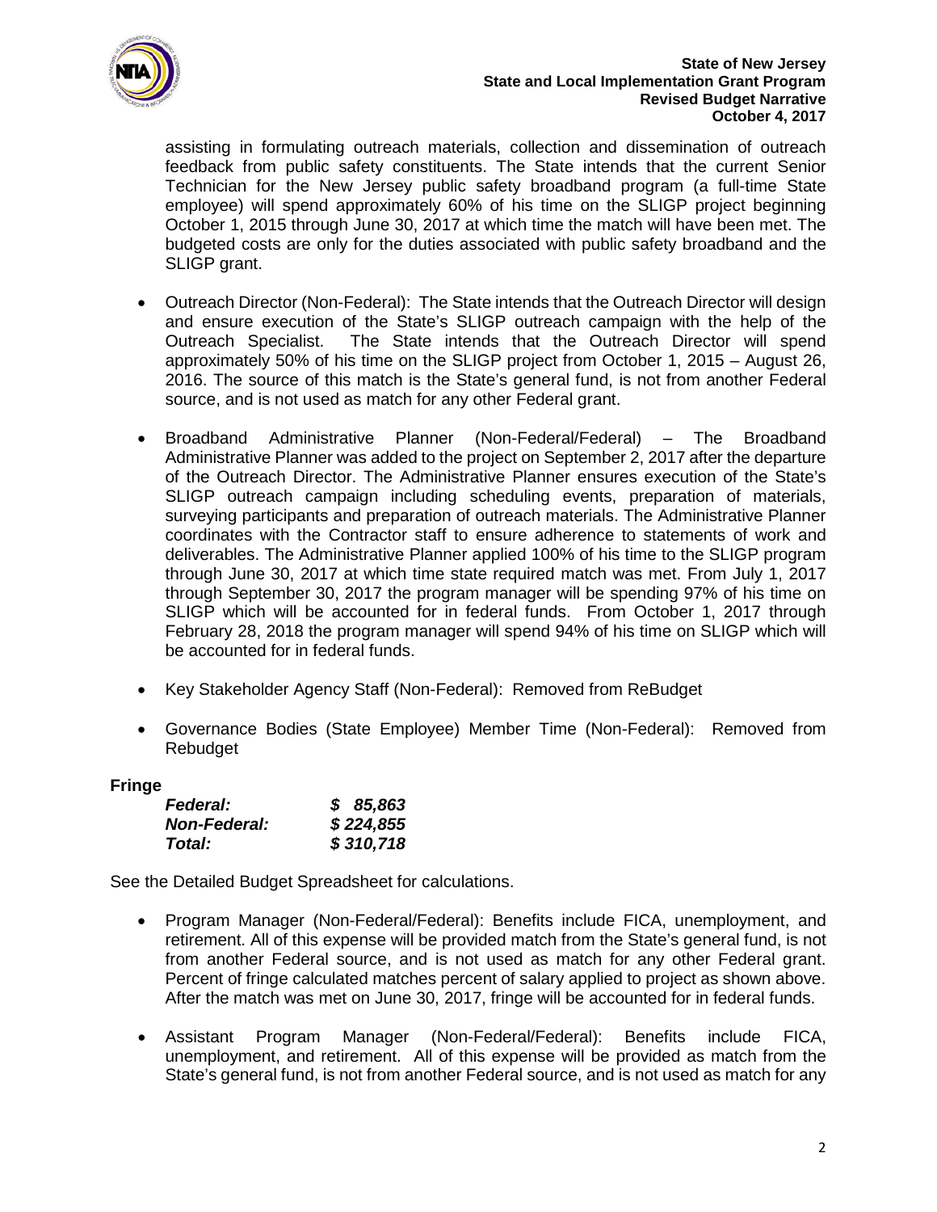assisting in formulating outreach materials, collection and dissemination of outreach feedback from public safety constituents. The State intends that the current Senior Technician for the New Jersey public safety broadband program (a full-time State employee) will spend approximately 60% of his time on the SLIGP project beginning October 1, 2015 through June 30, 2017 at which time the match will have been met. The budgeted costs are only for the duties associated with public safety broadband and the SLIGP grant.

- Outreach Director (Non-Federal): The State intends that the Outreach Director will design and ensure execution of the State's SLIGP outreach campaign with the help of the Outreach Specialist. The State intends that the Outreach Director will spend approximately 50% of his time on the SLIGP project from October 1, 2015 – August 26, 2016. The source of this match is the State's general fund, is not from another Federal source, and is not used as match for any other Federal grant.
- Broadband Administrative Planner (Non-Federal/Federal) – The Broadband Administrative Planner was added to the project on September 2, 2017 after the departure of the Outreach Director. The Administrative Planner ensures execution of the State's SLIGP outreach campaign including scheduling events, preparation of materials, surveying participants and preparation of outreach materials. The Administrative Planner coordinates with the Contractor staff to ensure adherence to statements of work and deliverables. The Administrative Planner applied 100% of his time to the SLIGP program through June 30, 2017 at which time state required match was met. From July 1, 2017 through September 30, 2017 the program manager will be spending 97% of his time on SLIGP which will be accounted for in federal funds. From October 1, 2017 through February 28, 2018 the program manager will spend 94% of his time on SLIGP which will be accounted for in federal funds.
- Key Stakeholder Agency Staff (Non-Federal): Removed from ReBudget
- Governance Bodies (State Employee) Member Time (Non-Federal): Removed from Rebudget

**Fringe**

| | |
|---|---|
| ***Federal:*** | ***$ 85,863*** |
| ***Non-Federal:*** | ***$ 224,855*** |
| ***Total:*** | ***$ 310,718*** |

See the Detailed Budget Spreadsheet for calculations.

- Program Manager (Non-Federal/Federal): Benefits include FICA, unemployment, and retirement. All of this expense will be provided match from the State's general fund, is not from another Federal source, and is not used as match for any other Federal grant. Percent of fringe calculated matches percent of salary applied to project as shown above. After the match was met on June 30, 2017, fringe will be accounted for in federal funds.
- Assistant Program Manager (Non-Federal/Federal): Benefits include FICA, unemployment, and retirement. All of this expense will be provided as match from the State's general fund, is not from another Federal source, and is not used as match for any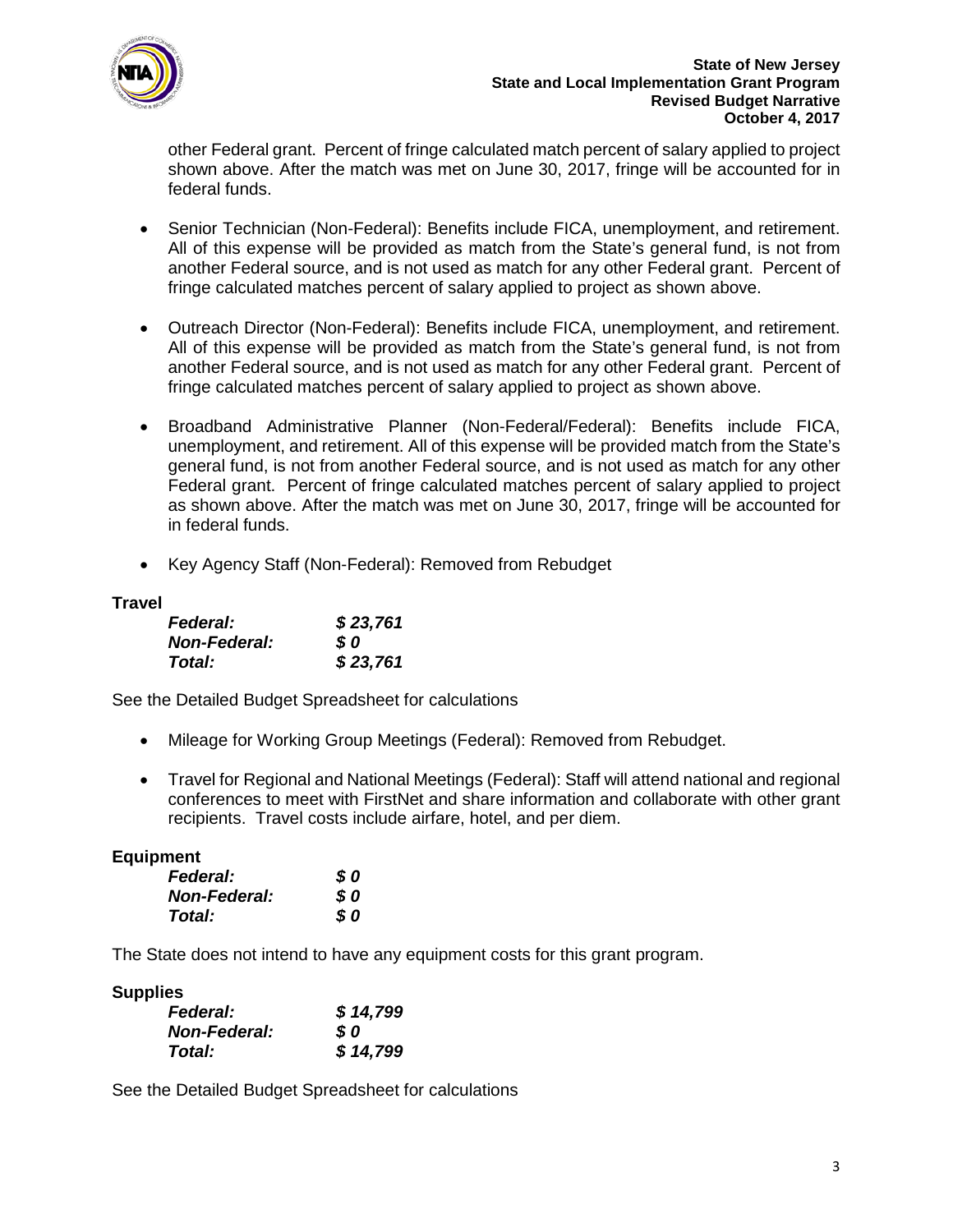other Federal grant. Percent of fringe calculated match percent of salary applied to project shown above. After the match was met on June 30, 2017, fringe will be accounted for in federal funds.

- Senior Technician (Non-Federal): Benefits include FICA, unemployment, and retirement. All of this expense will be provided as match from the State's general fund, is not from another Federal source, and is not used as match for any other Federal grant. Percent of fringe calculated matches percent of salary applied to project as shown above.

- Outreach Director (Non-Federal): Benefits include FICA, unemployment, and retirement. All of this expense will be provided as match from the State's general fund, is not from another Federal source, and is not used as match for any other Federal grant. Percent of fringe calculated matches percent of salary applied to project as shown above.

- Broadband Administrative Planner (Non-Federal/Federal): Benefits include FICA, unemployment, and retirement. All of this expense will be provided match from the State's general fund, is not from another Federal source, and is not used as match for any other Federal grant. Percent of fringe calculated matches percent of salary applied to project as shown above. After the match was met on June 30, 2017, fringe will be accounted for in federal funds.

- Key Agency Staff (Non-Federal): Removed from Rebudget

**Travel**

| | |
|---|---|
| ***Federal:*** | ***$ 23,761*** |
| ***Non-Federal:*** | ***$ 0*** |
| ***Total:*** | ***$ 23,761*** |

See the Detailed Budget Spreadsheet for calculations

- Mileage for Working Group Meetings (Federal): Removed from Rebudget.

- Travel for Regional and National Meetings (Federal): Staff will attend national and regional conferences to meet with FirstNet and share information and collaborate with other grant recipients. Travel costs include airfare, hotel, and per diem.

**Equipment**

| | |
|---|---|
| ***Federal:*** | ***$ 0*** |
| ***Non-Federal:*** | ***$ 0*** |
| ***Total:*** | ***$ 0*** |

The State does not intend to have any equipment costs for this grant program.

**Supplies**

| | |
|---|---|
| ***Federal:*** | ***$ 14,799*** |
| ***Non-Federal:*** | ***$ 0*** |
| ***Total:*** | ***$ 14,799*** |

See the Detailed Budget Spreadsheet for calculations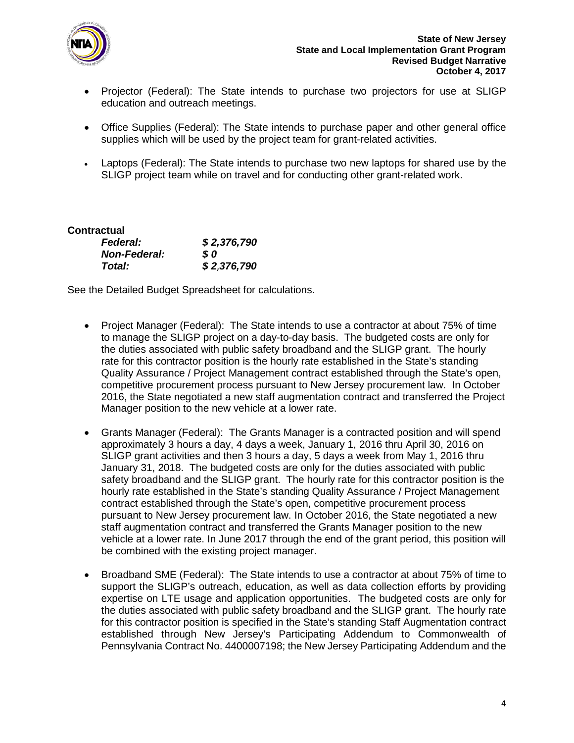- Projector (Federal): The State intends to purchase two projectors for use at SLIGP education and outreach meetings.

- Office Supplies (Federal): The State intends to purchase paper and other general office supplies which will be used by the project team for grant-related activities.

- Laptops (Federal): The State intends to purchase two new laptops for shared use by the SLIGP project team while on travel and for conducting other grant-related work.

**Contractual**

| | |
|---|---|
| ***Federal:*** | ***$ 2,376,790*** |
| ***Non-Federal:*** | ***$ 0*** |
| ***Total:*** | ***$ 2,376,790*** |

See the Detailed Budget Spreadsheet for calculations.

- Project Manager (Federal): The State intends to use a contractor at about 75% of time to manage the SLIGP project on a day-to-day basis. The budgeted costs are only for the duties associated with public safety broadband and the SLIGP grant. The hourly rate for this contractor position is the hourly rate established in the State's standing Quality Assurance / Project Management contract established through the State's open, competitive procurement process pursuant to New Jersey procurement law. In October 2016, the State negotiated a new staff augmentation contract and transferred the Project Manager position to the new vehicle at a lower rate.

- Grants Manager (Federal): The Grants Manager is a contracted position and will spend approximately 3 hours a day, 4 days a week, January 1, 2016 thru April 30, 2016 on SLIGP grant activities and then 3 hours a day, 5 days a week from May 1, 2016 thru January 31, 2018. The budgeted costs are only for the duties associated with public safety broadband and the SLIGP grant. The hourly rate for this contractor position is the hourly rate established in the State's standing Quality Assurance / Project Management contract established through the State's open, competitive procurement process pursuant to New Jersey procurement law. In October 2016, the State negotiated a new staff augmentation contract and transferred the Grants Manager position to the new vehicle at a lower rate. In June 2017 through the end of the grant period, this position will be combined with the existing project manager.

- Broadband SME (Federal): The State intends to use a contractor at about 75% of time to support the SLIGP's outreach, education, as well as data collection efforts by providing expertise on LTE usage and application opportunities. The budgeted costs are only for the duties associated with public safety broadband and the SLIGP grant. The hourly rate for this contractor position is specified in the State's standing Staff Augmentation contract established through New Jersey's Participating Addendum to Commonwealth of Pennsylvania Contract No. 4400007198; the New Jersey Participating Addendum and the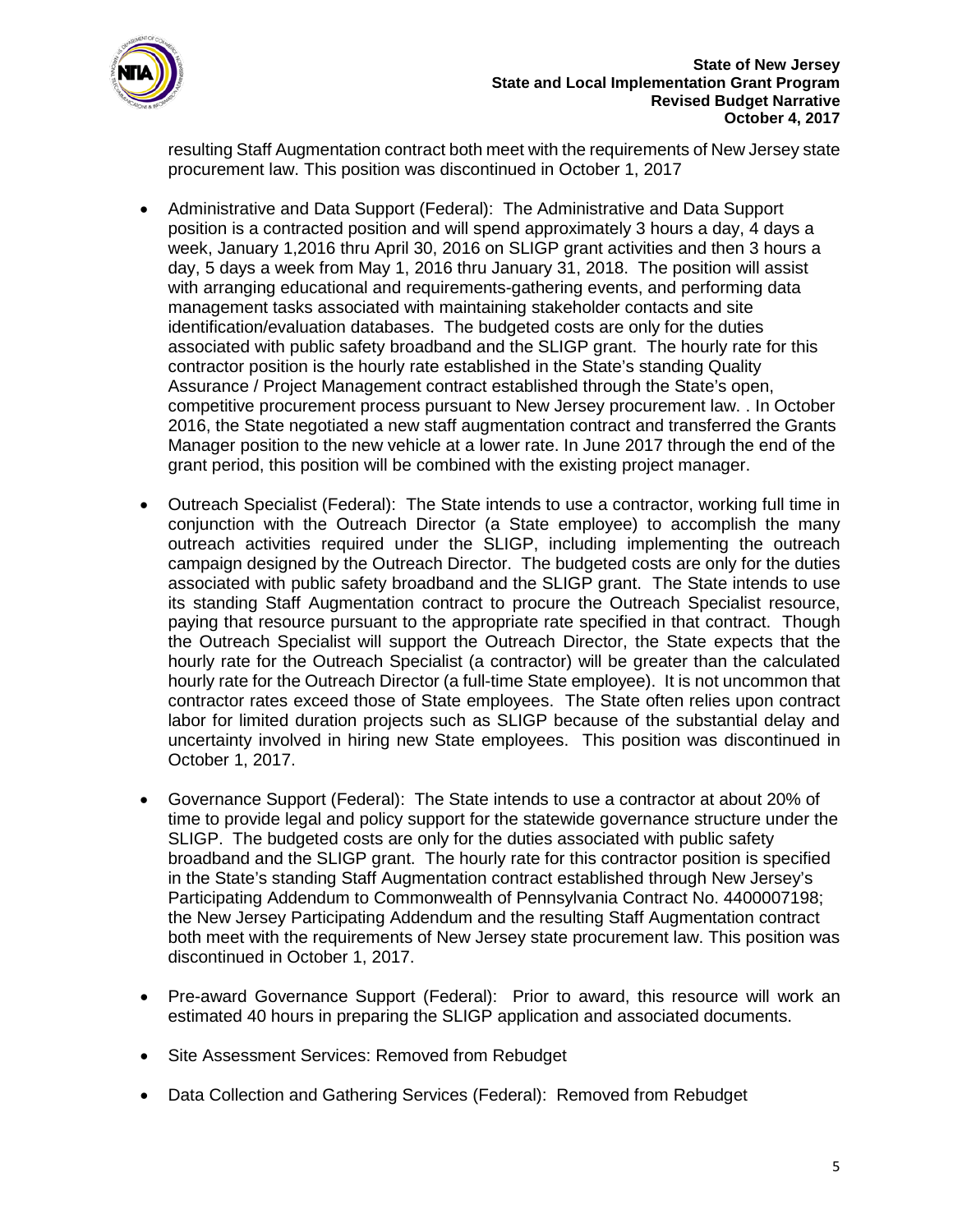resulting Staff Augmentation contract both meet with the requirements of New Jersey state procurement law. This position was discontinued in October 1, 2017

- Administrative and Data Support (Federal): The Administrative and Data Support position is a contracted position and will spend approximately 3 hours a day, 4 days a week, January 1,2016 thru April 30, 2016 on SLIGP grant activities and then 3 hours a day, 5 days a week from May 1, 2016 thru January 31, 2018. The position will assist with arranging educational and requirements-gathering events, and performing data management tasks associated with maintaining stakeholder contacts and site identification/evaluation databases. The budgeted costs are only for the duties associated with public safety broadband and the SLIGP grant. The hourly rate for this contractor position is the hourly rate established in the State's standing Quality Assurance / Project Management contract established through the State's open, competitive procurement process pursuant to New Jersey procurement law. . In October 2016, the State negotiated a new staff augmentation contract and transferred the Grants Manager position to the new vehicle at a lower rate. In June 2017 through the end of the grant period, this position will be combined with the existing project manager.

- Outreach Specialist (Federal): The State intends to use a contractor, working full time in conjunction with the Outreach Director (a State employee) to accomplish the many outreach activities required under the SLIGP, including implementing the outreach campaign designed by the Outreach Director. The budgeted costs are only for the duties associated with public safety broadband and the SLIGP grant. The State intends to use its standing Staff Augmentation contract to procure the Outreach Specialist resource, paying that resource pursuant to the appropriate rate specified in that contract. Though the Outreach Specialist will support the Outreach Director, the State expects that the hourly rate for the Outreach Specialist (a contractor) will be greater than the calculated hourly rate for the Outreach Director (a full-time State employee). It is not uncommon that contractor rates exceed those of State employees. The State often relies upon contract labor for limited duration projects such as SLIGP because of the substantial delay and uncertainty involved in hiring new State employees. This position was discontinued in October 1, 2017.

- Governance Support (Federal): The State intends to use a contractor at about 20% of time to provide legal and policy support for the statewide governance structure under the SLIGP. The budgeted costs are only for the duties associated with public safety broadband and the SLIGP grant. The hourly rate for this contractor position is specified in the State's standing Staff Augmentation contract established through New Jersey's Participating Addendum to Commonwealth of Pennsylvania Contract No. 4400007198; the New Jersey Participating Addendum and the resulting Staff Augmentation contract both meet with the requirements of New Jersey state procurement law. This position was discontinued in October 1, 2017.

- Pre-award Governance Support (Federal): Prior to award, this resource will work an estimated 40 hours in preparing the SLIGP application and associated documents.

- Site Assessment Services: Removed from Rebudget

- Data Collection and Gathering Services (Federal): Removed from Rebudget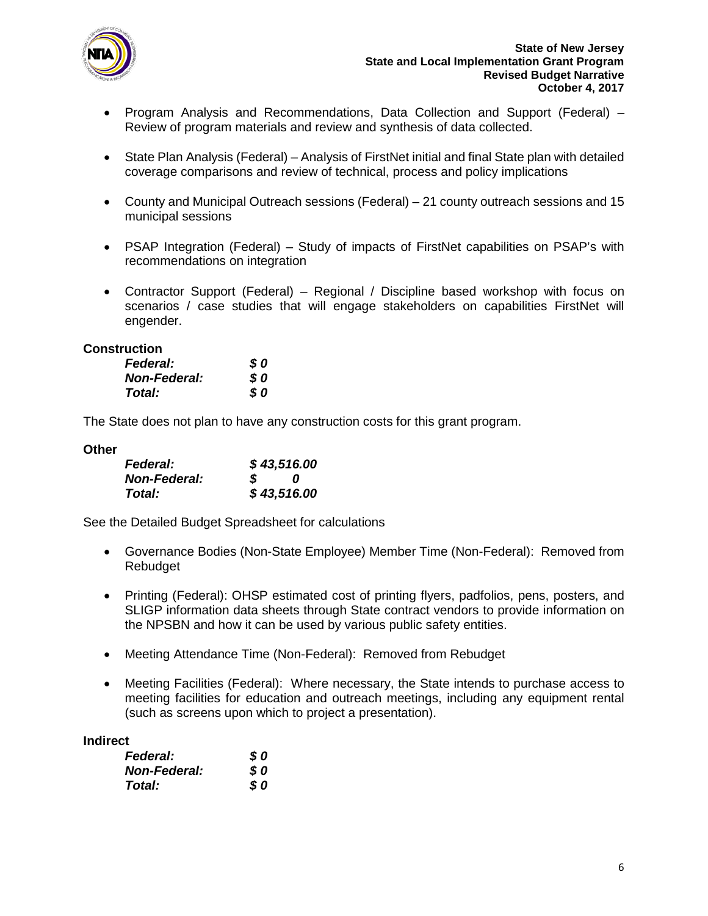- Program Analysis and Recommendations, Data Collection and Support (Federal) – Review of program materials and review and synthesis of data collected.

- State Plan Analysis (Federal) – Analysis of FirstNet initial and final State plan with detailed coverage comparisons and review of technical, process and policy implications

- County and Municipal Outreach sessions (Federal) – 21 county outreach sessions and 15 municipal sessions

- PSAP Integration (Federal) – Study of impacts of FirstNet capabilities on PSAP's with recommendations on integration

- Contractor Support (Federal) – Regional / Discipline based workshop with focus on scenarios / case studies that will engage stakeholders on capabilities FirstNet will engender.

**Construction**

| | |
|---|---|
| ***Federal:*** | ***$ 0*** |
| ***Non-Federal:*** | ***$ 0*** |
| ***Total:*** | ***$ 0*** |

The State does not plan to have any construction costs for this grant program.

**Other**

| | |
|---|---|
| ***Federal:*** | ***$ 43,516.00*** |
| ***Non-Federal:*** | ***$ 0*** |
| ***Total:*** | ***$ 43,516.00*** |

See the Detailed Budget Spreadsheet for calculations

- Governance Bodies (Non-State Employee) Member Time (Non-Federal): Removed from Rebudget

- Printing (Federal): OHSP estimated cost of printing flyers, padfolios, pens, posters, and SLIGP information data sheets through State contract vendors to provide information on the NPSBN and how it can be used by various public safety entities.

- Meeting Attendance Time (Non-Federal): Removed from Rebudget

- Meeting Facilities (Federal): Where necessary, the State intends to purchase access to meeting facilities for education and outreach meetings, including any equipment rental (such as screens upon which to project a presentation).

**Indirect**

| | |
|---|---|
| ***Federal:*** | ***$ 0*** |
| ***Non-Federal:*** | ***$ 0*** |
| ***Total:*** | ***$ 0*** |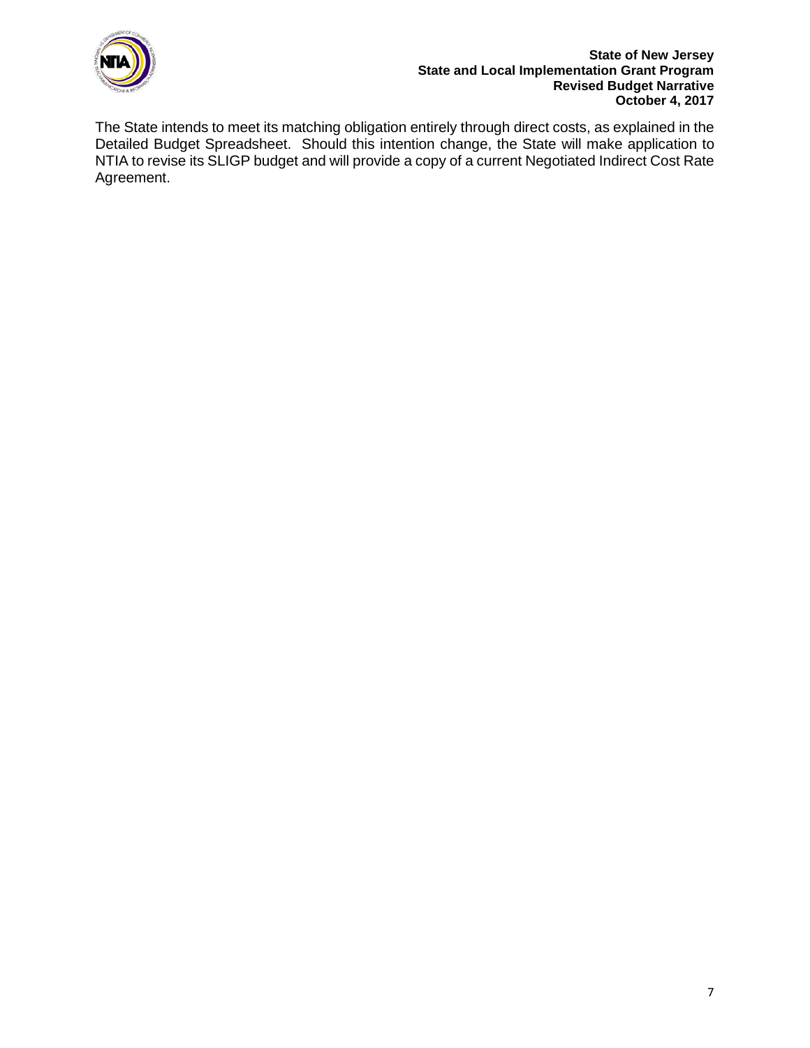The State intends to meet its matching obligation entirely through direct costs, as explained in the Detailed Budget Spreadsheet. Should this intention change, the State will make application to NTIA to revise its SLIGP budget and will provide a copy of a current Negotiated Indirect Cost Rate Agreement.